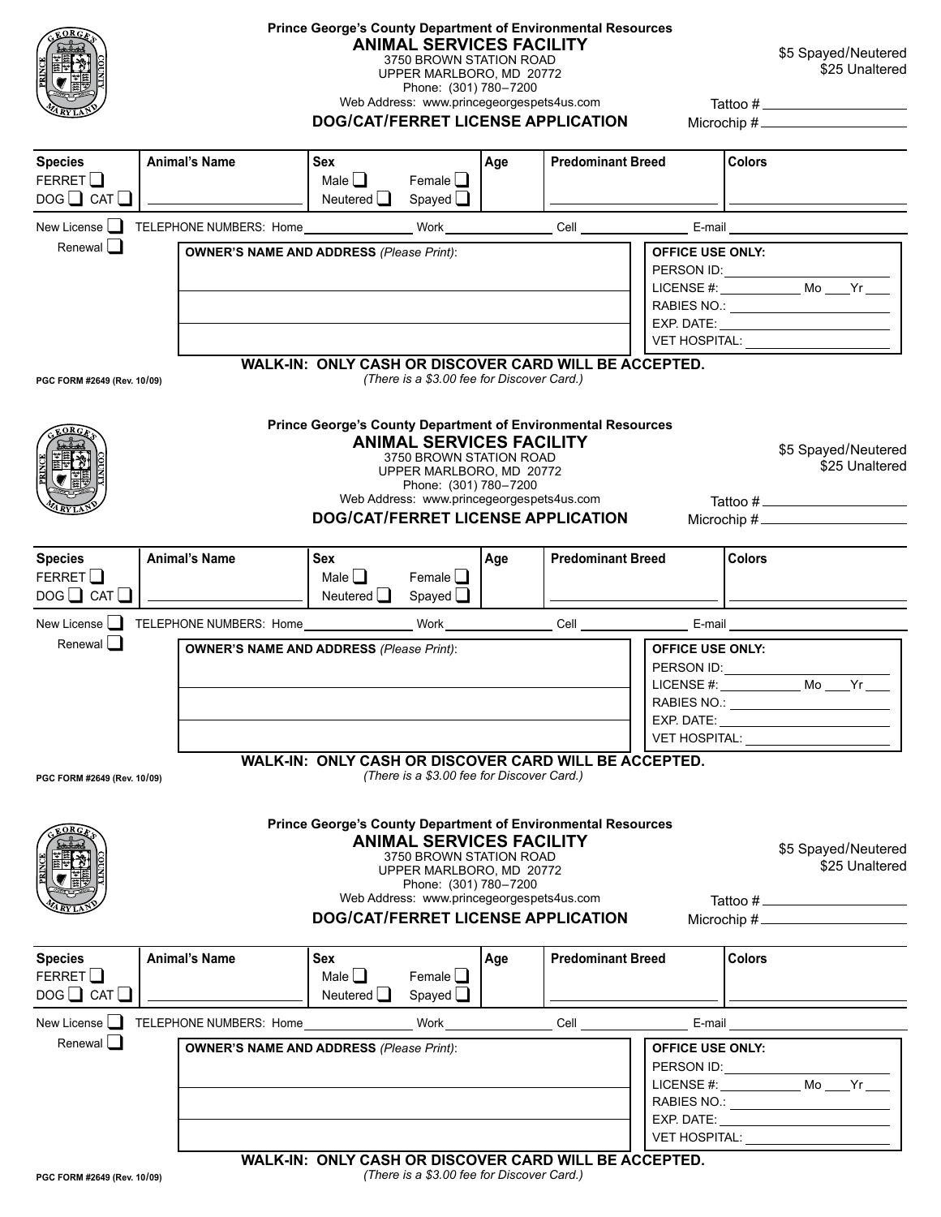**Prince George's County Department of Environmental Resources**

## ANIMAL SERVICES FACILITY

3750 BROWN STATION ROAD
UPPER MARLBORO, MD 20772
Phone: (301) 780–7200
Web Address: www.princegeorgespets4us.com

### DOG/CAT/FERRET LICENSE APPLICATION

$5 Spayed/Neutered
$25 Unaltered

Tattoo # ____________________
Microchip # ____________________

| Species | Animal's Name | Sex | | Age | Predominant Breed | Colors |
|---|---|---|---|---|---|---|
| FERRET ☐ | | Male ☐ | Female ☐ | | | |
| DOG ☐ CAT ☐ | ____________ | Neutered ☐ | Spayed ☐ | | ____________ | ____________ |

New License ☐ TELEPHONE NUMBERS: Home ____________ Work ____________ Cell ____________ E-mail ____________

Renewal ☐

**OWNER'S NAME AND ADDRESS** *(Please Print)*:

______________________________

______________________________

______________________________

**OFFICE USE ONLY:**
PERSON ID: ____________
LICENSE #: ____________ Mo ____ Yr ____
RABIES NO.: ____________
EXP. DATE: ____________
VET HOSPITAL: ____________

**WALK-IN: ONLY CASH OR DISCOVER CARD WILL BE ACCEPTED.**
*(There is a $3.00 fee for Discover Card.)*

**PGC FORM #2649 (Rev. 10/09)**

---

**Prince George's County Department of Environmental Resources**

## ANIMAL SERVICES FACILITY

3750 BROWN STATION ROAD
UPPER MARLBORO, MD 20772
Phone: (301) 780–7200
Web Address: www.princegeorgespets4us.com

### DOG/CAT/FERRET LICENSE APPLICATION

$5 Spayed/Neutered
$25 Unaltered

Tattoo # ____________________
Microchip # ____________________

| Species | Animal's Name | Sex | | Age | Predominant Breed | Colors |
|---|---|---|---|---|---|---|
| FERRET ☐ | | Male ☐ | Female ☐ | | | |
| DOG ☐ CAT ☐ | ____________ | Neutered ☐ | Spayed ☐ | | ____________ | ____________ |

New License ☐ TELEPHONE NUMBERS: Home ____________ Work ____________ Cell ____________ E-mail ____________

Renewal ☐

**OWNER'S NAME AND ADDRESS** *(Please Print)*:

______________________________

______________________________

______________________________

**OFFICE USE ONLY:**
PERSON ID: ____________
LICENSE #: ____________ Mo ____ Yr ____
RABIES NO.: ____________
EXP. DATE: ____________
VET HOSPITAL: ____________

**WALK-IN: ONLY CASH OR DISCOVER CARD WILL BE ACCEPTED.**
*(There is a $3.00 fee for Discover Card.)*

**PGC FORM #2649 (Rev. 10/09)**

---

**Prince George's County Department of Environmental Resources**

## ANIMAL SERVICES FACILITY

3750 BROWN STATION ROAD
UPPER MARLBORO, MD 20772
Phone: (301) 780–7200
Web Address: www.princegeorgespets4us.com

### DOG/CAT/FERRET LICENSE APPLICATION

$5 Spayed/Neutered
$25 Unaltered

Tattoo # ____________________
Microchip # ____________________

| Species | Animal's Name | Sex | | Age | Predominant Breed | Colors |
|---|---|---|---|---|---|---|
| FERRET ☐ | | Male ☐ | Female ☐ | | | |
| DOG ☐ CAT ☐ | ____________ | Neutered ☐ | Spayed ☐ | | ____________ | ____________ |

New License ☐ TELEPHONE NUMBERS: Home ____________ Work ____________ Cell ____________ E-mail ____________

Renewal ☐

**OWNER'S NAME AND ADDRESS** *(Please Print)*:

______________________________

______________________________

______________________________

**OFFICE USE ONLY:**
PERSON ID: ____________
LICENSE #: ____________ Mo ____ Yr ____
RABIES NO.: ____________
EXP. DATE: ____________
VET HOSPITAL: ____________

**WALK-IN: ONLY CASH OR DISCOVER CARD WILL BE ACCEPTED.**
*(There is a $3.00 fee for Discover Card.)*

**PGC FORM #2649 (Rev. 10/09)**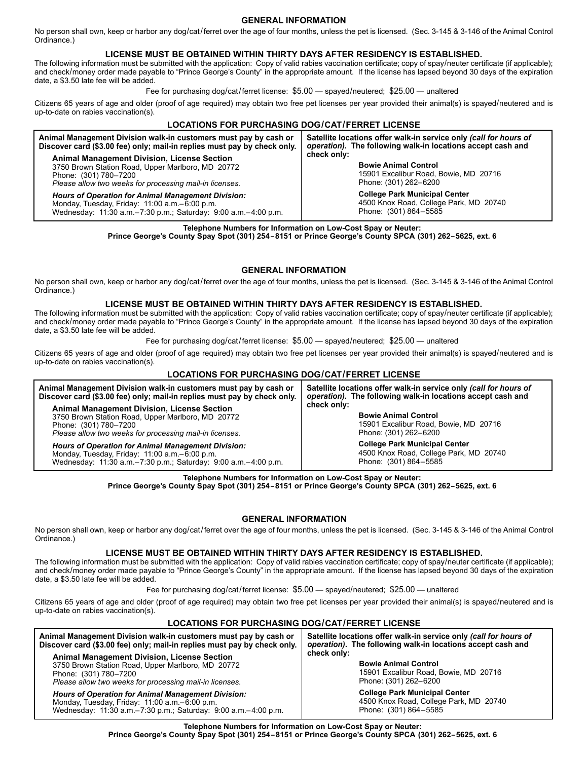## GENERAL INFORMATION

No person shall own, keep or harbor any dog/cat/ferret over the age of four months, unless the pet is licensed. (Sec. 3-145 & 3-146 of the Animal Control Ordinance.)

### LICENSE MUST BE OBTAINED WITHIN THIRTY DAYS AFTER RESIDENCY IS ESTABLISHED.

The following information must be submitted with the application: Copy of valid rabies vaccination certificate; copy of spay/neuter certificate (if applicable); and check/money order made payable to "Prince George's County" in the appropriate amount. If the license has lapsed beyond 30 days of the expiration date, a $3.50 late fee will be added.

Fee for purchasing dog/cat/ferret license: $5.00 — spayed/neutered; $25.00 — unaltered

Citizens 65 years of age and older (proof of age required) may obtain two free pet licenses per year provided their animal(s) is spayed/neutered and is up-to-date on rabies vaccination(s).

### LOCATIONS FOR PURCHASING DOG/CAT/FERRET LICENSE

**Animal Management Division walk-in customers must pay by cash or Discover card ($3.00 fee) only; mail-in replies must pay by check only.**

**Animal Management Division, License Section**
3750 Brown Station Road, Upper Marlboro, MD 20772
Phone: (301) 780–7200
*Please allow two weeks for processing mail-in licenses.*

***Hours of Operation for Animal Management Division:***
Monday, Tuesday, Friday: 11:00 a.m.–6:00 p.m.
Wednesday: 11:30 a.m.–7:30 p.m.; Saturday: 9:00 a.m.–4:00 p.m.

**Satellite locations offer walk-in service only *(call for hours of operation)*. The following walk-in locations accept cash and check only:**

**Bowie Animal Control**
15901 Excalibur Road, Bowie, MD 20716
Phone: (301) 262–6200

**College Park Municipal Center**
4500 Knox Road, College Park, MD 20740
Phone: (301) 864–5585

**Telephone Numbers for Information on Low-Cost Spay or Neuter:**
**Prince George's County Spay Spot (301) 254–8151 or Prince George's County SPCA (301) 262–5625, ext. 6**

## GENERAL INFORMATION

No person shall own, keep or harbor any dog/cat/ferret over the age of four months, unless the pet is licensed. (Sec. 3-145 & 3-146 of the Animal Control Ordinance.)

### LICENSE MUST BE OBTAINED WITHIN THIRTY DAYS AFTER RESIDENCY IS ESTABLISHED.

The following information must be submitted with the application: Copy of valid rabies vaccination certificate; copy of spay/neuter certificate (if applicable); and check/money order made payable to "Prince George's County" in the appropriate amount. If the license has lapsed beyond 30 days of the expiration date, a $3.50 late fee will be added.

Fee for purchasing dog/cat/ferret license: $5.00 — spayed/neutered; $25.00 — unaltered

Citizens 65 years of age and older (proof of age required) may obtain two free pet licenses per year provided their animal(s) is spayed/neutered and is up-to-date on rabies vaccination(s).

### LOCATIONS FOR PURCHASING DOG/CAT/FERRET LICENSE

**Animal Management Division walk-in customers must pay by cash or Discover card ($3.00 fee) only; mail-in replies must pay by check only.**

**Animal Management Division, License Section**
3750 Brown Station Road, Upper Marlboro, MD 20772
Phone: (301) 780–7200
*Please allow two weeks for processing mail-in licenses.*

***Hours of Operation for Animal Management Division:***
Monday, Tuesday, Friday: 11:00 a.m.–6:00 p.m.
Wednesday: 11:30 a.m.–7:30 p.m.; Saturday: 9:00 a.m.–4:00 p.m.

**Satellite locations offer walk-in service only *(call for hours of operation)*. The following walk-in locations accept cash and check only:**

**Bowie Animal Control**
15901 Excalibur Road, Bowie, MD 20716
Phone: (301) 262–6200

**College Park Municipal Center**
4500 Knox Road, College Park, MD 20740
Phone: (301) 864–5585

**Telephone Numbers for Information on Low-Cost Spay or Neuter:**
**Prince George's County Spay Spot (301) 254–8151 or Prince George's County SPCA (301) 262–5625, ext. 6**

## GENERAL INFORMATION

No person shall own, keep or harbor any dog/cat/ferret over the age of four months, unless the pet is licensed. (Sec. 3-145 & 3-146 of the Animal Control Ordinance.)

### LICENSE MUST BE OBTAINED WITHIN THIRTY DAYS AFTER RESIDENCY IS ESTABLISHED.

The following information must be submitted with the application: Copy of valid rabies vaccination certificate; copy of spay/neuter certificate (if applicable); and check/money order made payable to "Prince George's County" in the appropriate amount. If the license has lapsed beyond 30 days of the expiration date, a $3.50 late fee will be added.

Fee for purchasing dog/cat/ferret license: $5.00 — spayed/neutered; $25.00 — unaltered

Citizens 65 years of age and older (proof of age required) may obtain two free pet licenses per year provided their animal(s) is spayed/neutered and is up-to-date on rabies vaccination(s).

### LOCATIONS FOR PURCHASING DOG/CAT/FERRET LICENSE

**Animal Management Division walk-in customers must pay by cash or Discover card ($3.00 fee) only; mail-in replies must pay by check only.**

**Animal Management Division, License Section**
3750 Brown Station Road, Upper Marlboro, MD 20772
Phone: (301) 780–7200
*Please allow two weeks for processing mail-in licenses.*

***Hours of Operation for Animal Management Division:***
Monday, Tuesday, Friday: 11:00 a.m.–6:00 p.m.
Wednesday: 11:30 a.m.–7:30 p.m.; Saturday: 9:00 a.m.–4:00 p.m.

**Satellite locations offer walk-in service only *(call for hours of operation)*. The following walk-in locations accept cash and check only:**

**Bowie Animal Control**
15901 Excalibur Road, Bowie, MD 20716
Phone: (301) 262–6200

**College Park Municipal Center**
4500 Knox Road, College Park, MD 20740
Phone: (301) 864–5585

**Telephone Numbers for Information on Low-Cost Spay or Neuter:**
**Prince George's County Spay Spot (301) 254–8151 or Prince George's County SPCA (301) 262–5625, ext. 6**